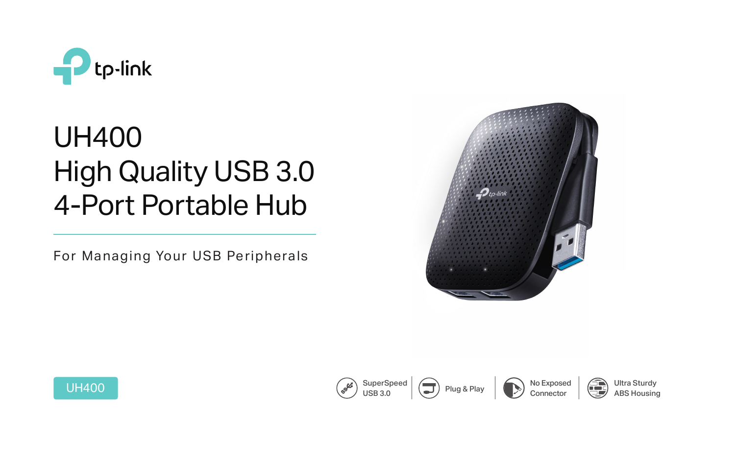tp-link

# UH400
# High Quality USB 3.0 4-Port Portable Hub

For Managing Your USB Peripherals

UH400

SuperSpeed USB 3.0

Plug & Play

No Exposed Connector

Ultra Sturdy ABS Housing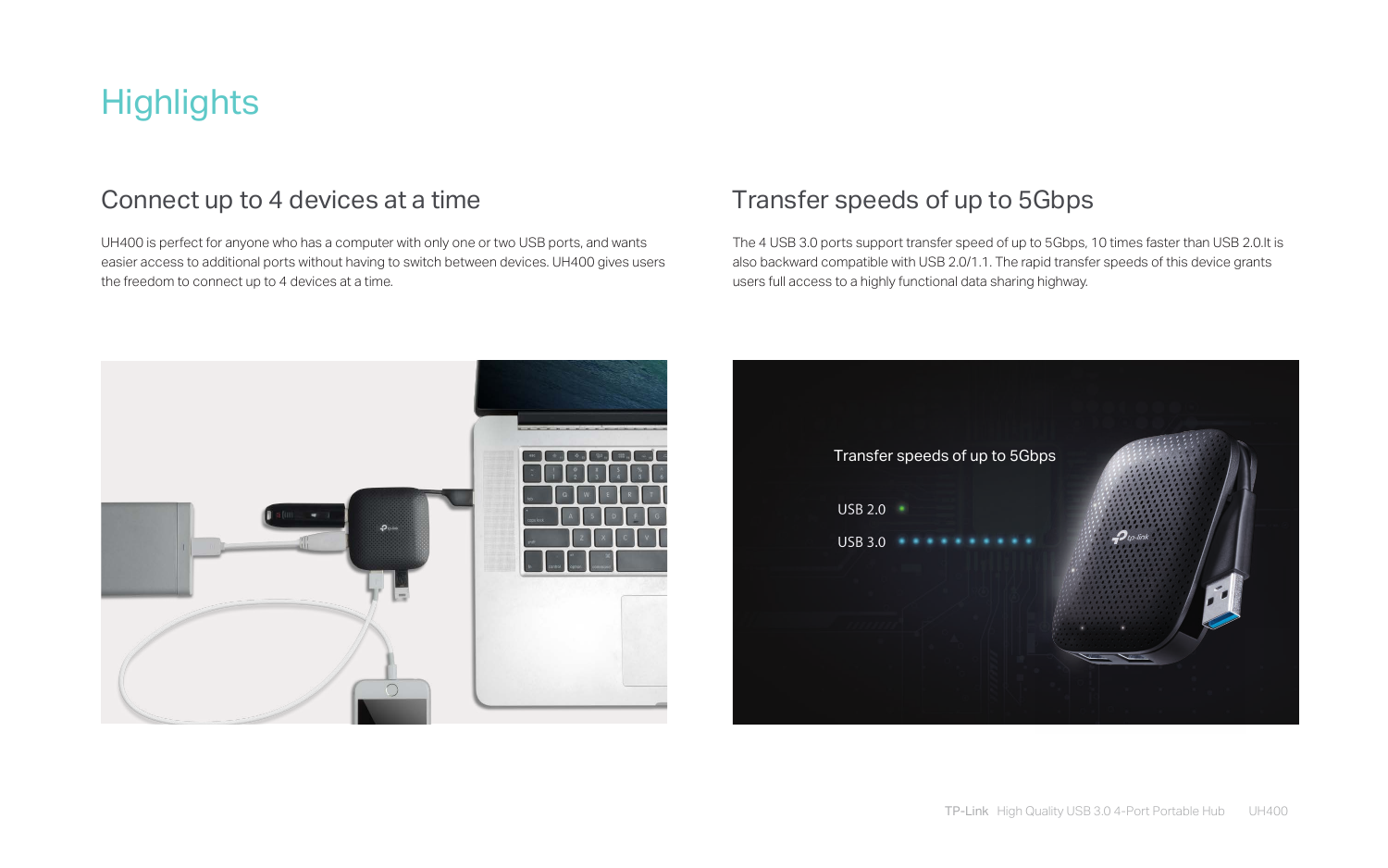# Highlights

## Connect up to 4 devices at a time

UH400 is perfect for anyone who has a computer with only one or two USB ports, and wants easier access to additional ports without having to switch between devices. UH400 gives users the freedom to connect up to 4 devices at a time.

## Transfer speeds of up to 5Gbps

The 4 USB 3.0 ports support transfer speed of up to 5Gbps, 10 times faster than USB 2.0.It is also backward compatible with USB 2.0/1.1. The rapid transfer speeds of this device grants users full access to a highly functional data sharing highway.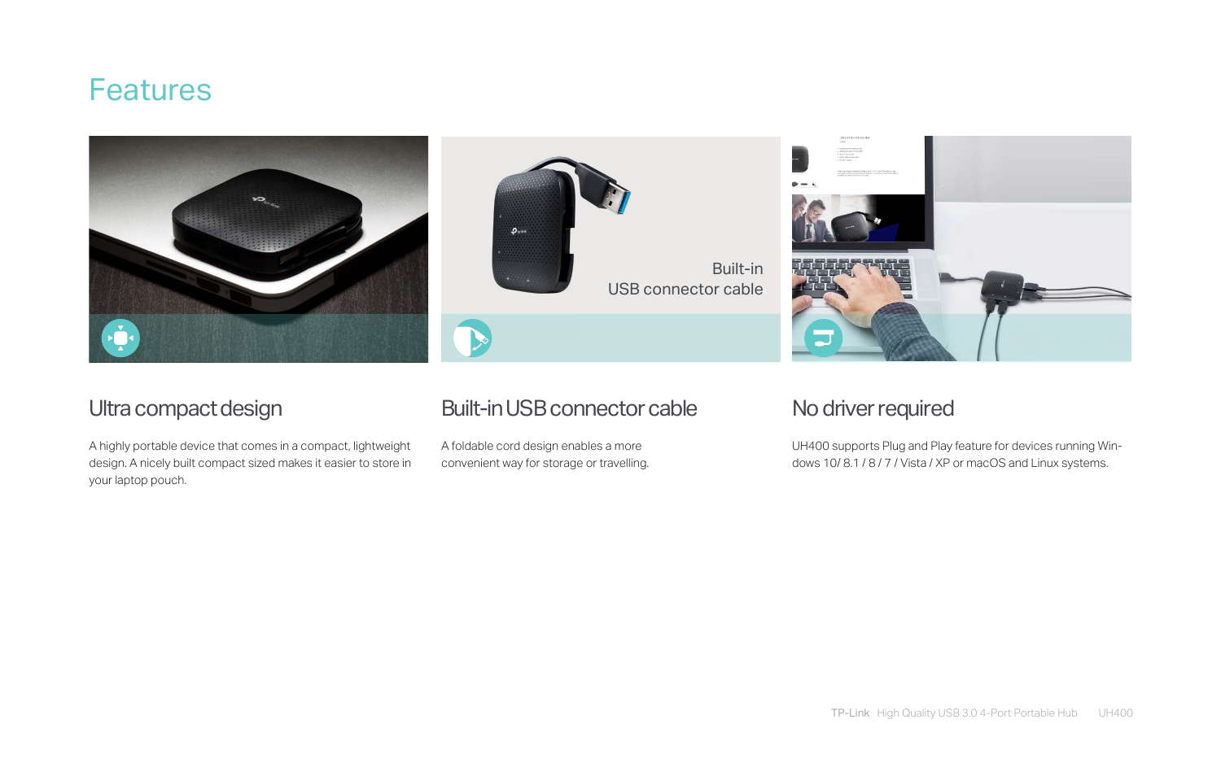# Features

## Ultra compact design

A highly portable device that comes in a compact, lightweight design. A nicely built compact sized makes it easier to store in your laptop pouch.

## Built-in USB connector cable

A foldable cord design enables a more convenient way for storage or travelling.

## No driver required

UH400 supports Plug and Play feature for devices running Windows 10/ 8.1 / 8 / 7 / Vista / XP or macOS and Linux systems.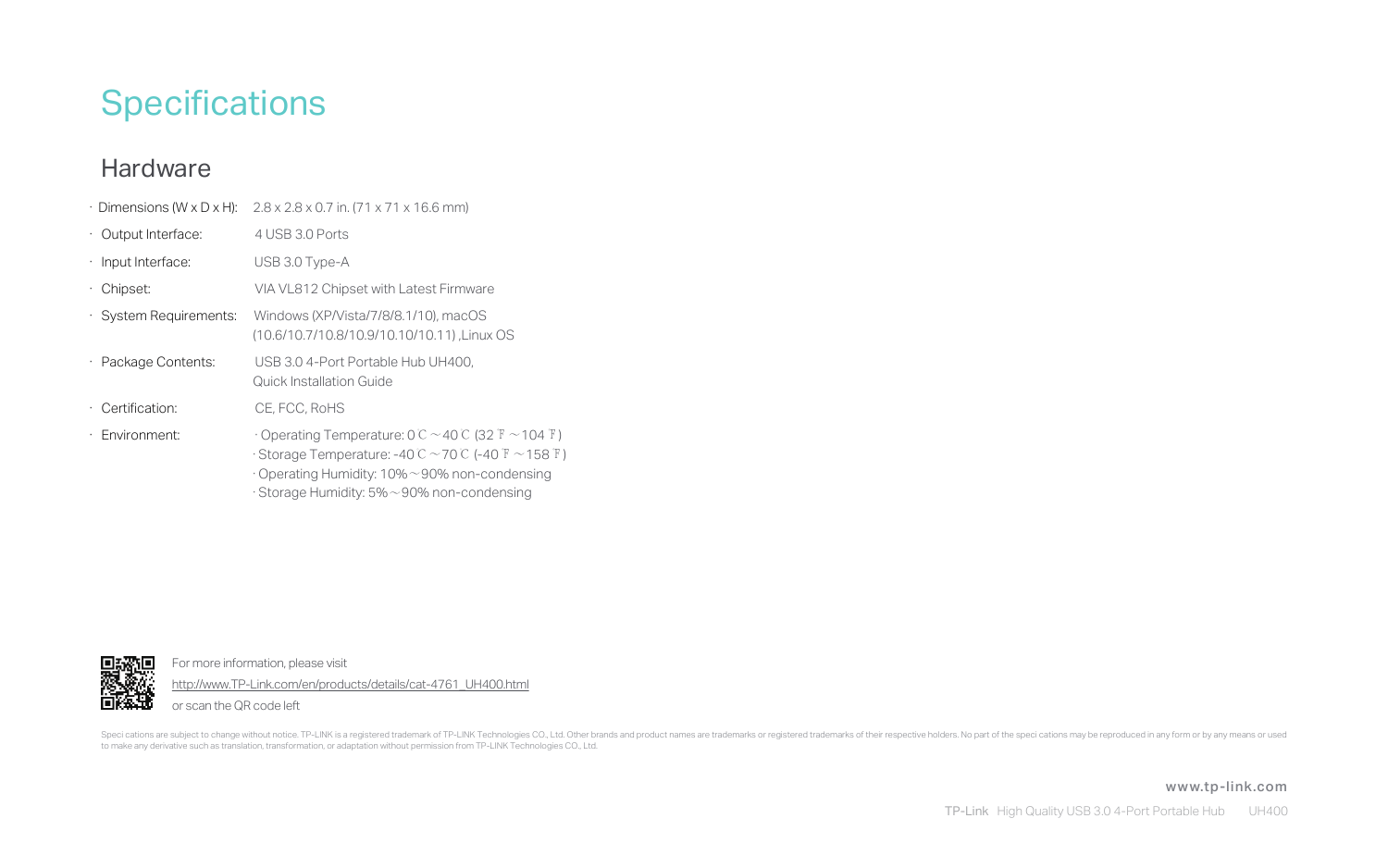# Specifications

## Hardware

- Dimensions (W x D x H): 2.8 x 2.8 x 0.7 in. (71 x 71 x 16.6 mm)
- Output Interface: 4 USB 3.0 Ports
- Input Interface: USB 3.0 Type-A
- Chipset: VIA VL812 Chipset with Latest Firmware
- System Requirements: Windows (XP/Vista/7/8/8.1/10), macOS (10.6/10.7/10.8/10.9/10.10/10.11) ,Linux OS
- Package Contents: USB 3.0 4-Port Portable Hub UH400, Quick Installation Guide
- Certification: CE, FCC, RoHS
- Environment:
  - Operating Temperature: 0 ℃ ~ 40 ℃ (32 ℉ ~ 104 ℉)
  - Storage Temperature: -40 ℃ ~ 70 ℃ (-40 ℉ ~ 158 ℉)
  - Operating Humidity: 10% ~ 90% non-condensing
  - Storage Humidity: 5% ~ 90% non-condensing

For more information, please visit
http://www.TP-Link.com/en/products/details/cat-4761_UH400.html
or scan the QR code left

Speci cations are subject to change without notice. TP-LINK is a registered trademark of TP-LINK Technologies CO., Ltd. Other brands and product names are trademarks or registered trademarks of their respective holders. No part of the speci cations may be reproduced in any form or by any means or used to make any derivative such as translation, transformation, or adaptation without permission from TP-LINK Technologies CO., Ltd.

www.tp-link.com

TP-Link High Quality USB 3.0 4-Port Portable Hub UH400